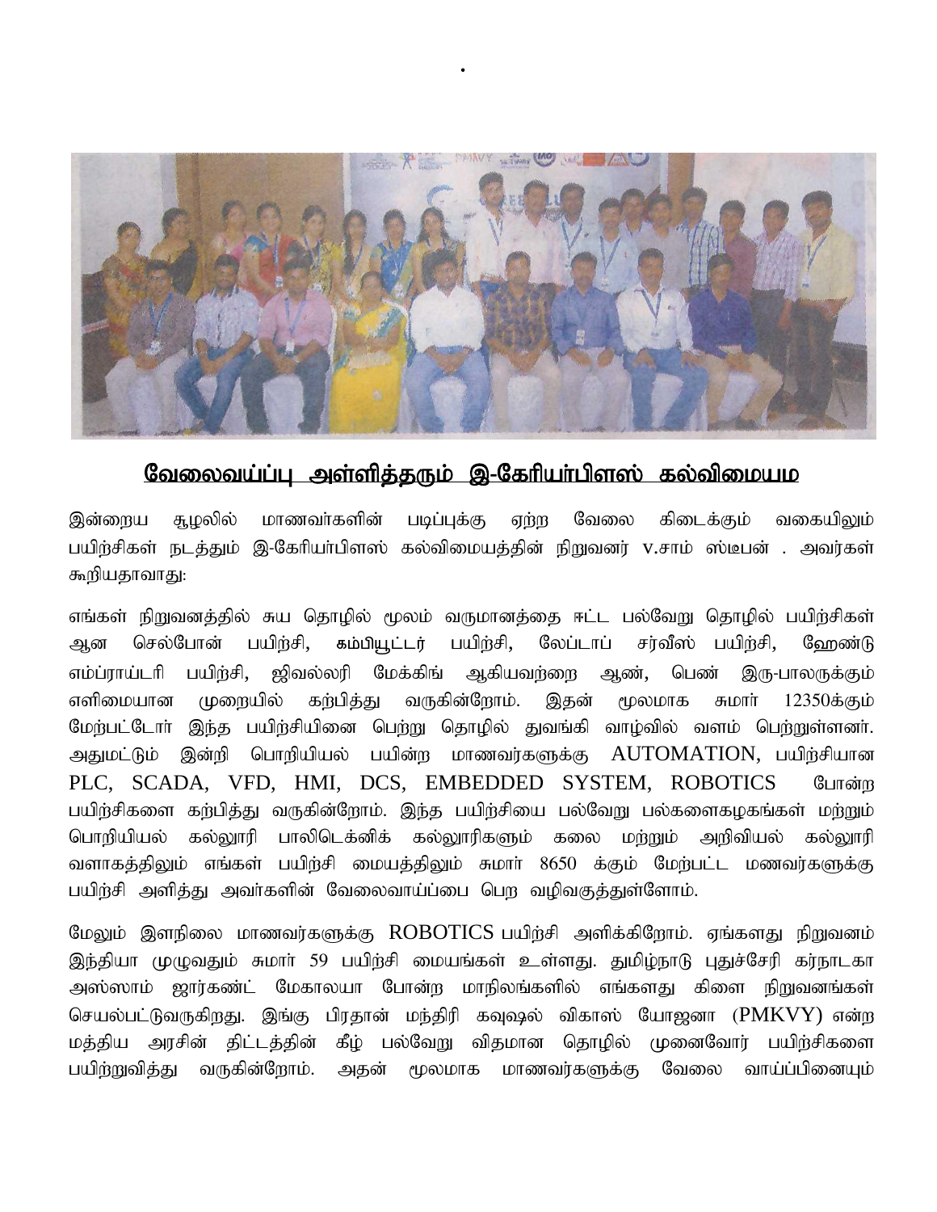## வேலைவய்ப்பு அள்ளித்தரும் இ-கேரியர்பிளஸ் கல்விமையம

இன்றைய சூழலில் மாணவர்களின் படிப்புக்கு ஏற்ற வேலை கிடைக்கும் வகையிலும் பயிற்சிகள் நடத்தும் இ-கேரியர்பிளஸ் கல்விமையத்தின் நிறுவனர் V.சாம் ஸ்டீபன் . அவர்கள் கூறியதாவது:

எங்கள் நிறுவனத்தில் சுய தொழில் மூலம் வருமானத்தை ஈட்ட பல்வேறு தொழில் பயிற்சிகள் ஆன செல்போன் பயிற்சி, கம்பியூட்டர் பயிற்சி, லேப்டாப் சர்வீஸ் பயிற்சி, ஹேண்டு எம்ப்ராய்டரி பயிற்சி, ஜிவல்லரி மேக்கிங் ஆகியவற்றை ஆண், பெண் இரு-பாலருக்கும் எளிமையான முறையில் கற்பித்து வருகின்றோம். இதன் மூலமாக சுமார் 12350க்கும் மேற்பட்டோர் இந்த பயிற்சியினை பெற்று தொழில் துவங்கி வாழ்வில் வளம் பெற்றுள்ளனர். அதுமட்டும் இன்றி பொறியியல் பயின்ற மாணவர்களுக்கு AUTOMATION, பயிற்சியான PLC, SCADA, VFD, HMI, DCS, EMBEDDED SYSTEM, ROBOTICS போன்ற பயிற்சிகளை கற்பித்து வருகின்றோம். இந்த பயிற்சியை பல்வேறு பல்களைகழகங்கள் மற்றும் பொறியியல் கல்லூரி பாலிடெக்னிக் கல்லூரிகளும் கலை மற்றும் அறிவியல் கல்லூரி வளாகத்திலும் எங்கள் பயிற்சி மையத்திலும் சுமார் 8650 க்கும் மேற்பட்ட மணவர்களுக்கு பயிற்சி அளித்து அவர்களின் வேலைவாய்ப்பை பெற வழிவகுத்துள்ளோம்.

மேலும் இளநிலை மாணவர்களுக்கு ROBOTICS பயிற்சி அளிக்கிறோம். ஏங்களது நிறுவனம் இந்தியா முழுவதும் சுமார் 59 பயிற்சி மையங்கள் உள்ளது. துமிழ்நாடு புதுச்சேரி கர்நாடகா அஸ்ஸாம் ஜார்கண்ட் மேகாலயா போன்ற மாநிலங்களில் எங்களது கிளை நிறுவனங்கள் செயல்பட்டுவருகிறது. இங்கு பிரதான் மந்திரி கவுஷல் விகாஸ் யோஜனா (PMKVY) என்ற மத்திய அரசின் திட்டத்தின் கீழ் பல்வேறு விதமான தொழில் முனைவோர் பயிற்சிகளை பயிற்றுவித்து வருகின்றோம். அதன் மூலமாக மாணவர்களுக்கு வேலை வாய்ப்பினையும்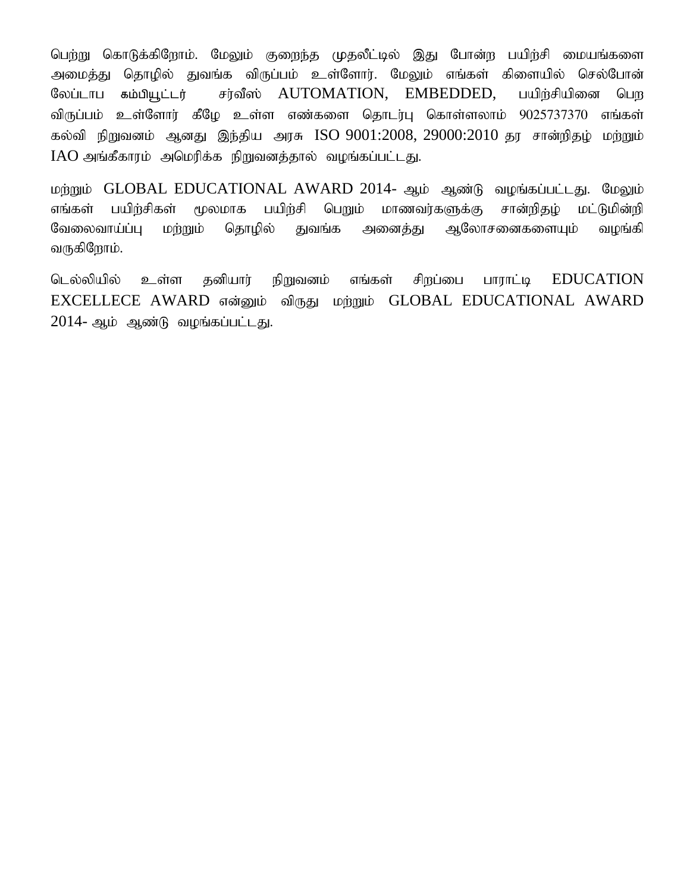பெற்று கொடுக்கிறோம். மேலும் குறைந்த முதலீட்டில் இது போன்ற பயிற்சி மையங்களை அமைத்து தொழில் துவங்க விருப்பம் உள்ளோர். மேலும் எங்கள் கிளையில் செல்போன் லேப்டாப கம்பியூட்டர் சர்வீஸ் AUTOMATION, EMBEDDED, பயிற்சியினை பெற விருப்பம் உள்ளோர் கீழே உள்ள எண்களை தொடர்பு கொள்ளலாம் 9025737370 எங்கள் கல்வி நிறுவனம் ஆனது இந்திய அரசு ISO 9001:2008, 29000:2010 தர சான்றிதழ் மற்றும் IAO அங்கீகாரம் அமெரிக்க நிறுவனத்தால் வழங்கப்பட்டது.

மற்றும் GLOBAL EDUCATIONAL AWARD 2014- ஆம் ஆண்டு வழங்கப்பட்டது. மேலும் எங்கள் பயிற்சிகள் மூலமாக பயிற்சி பெறும் மாணவர்களுக்கு சான்றிதழ் மட்டுமின்றி வேலைவாய்ப்பு மற்றும் தொழில் துவங்க அனைத்து ஆலோசனைகளையும் வழங்கி வருகிறோம்.

டெல்லியில் உள்ள தனியார் நிறுவனம் எங்கள் சிறப்பை பாராட்டி EDUCATION EXCELLECE AWARD என்னும் விருது மற்றும் GLOBAL EDUCATIONAL AWARD 2014- ஆம் ஆண்டு வழங்கப்பட்டது.